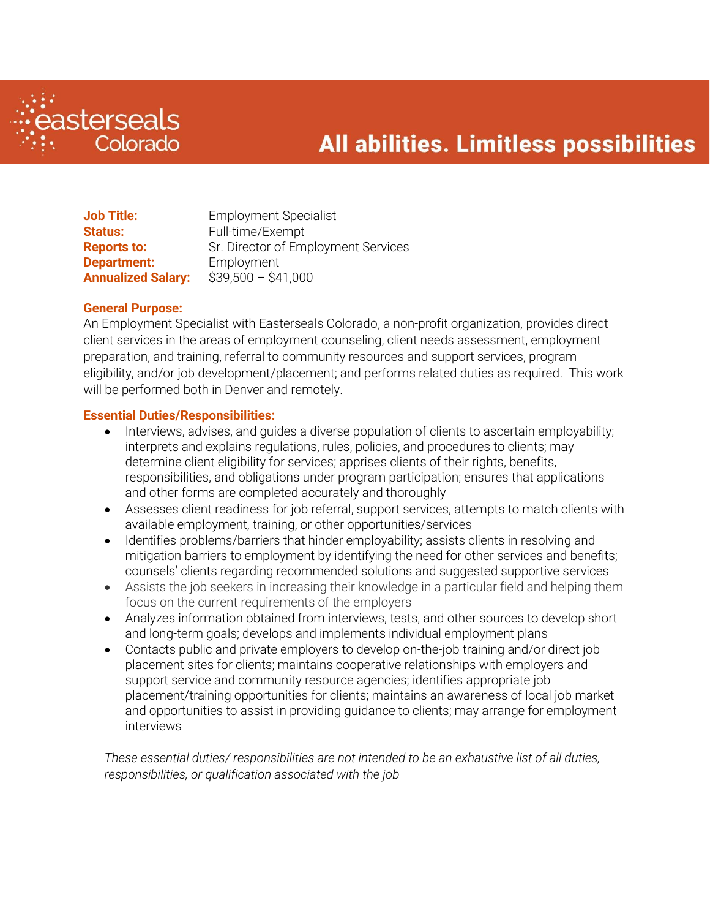easterseals Colorado

**All abilities. Limitless possibilities**

**Job Title:** Employment Specialist
**Status:** Full-time/Exempt
**Reports to:** Sr. Director of Employment Services
**Department:** Employment
**Annualized Salary:** $39,500 – $41,000

**General Purpose:**

An Employment Specialist with Easterseals Colorado, a non-profit organization, provides direct client services in the areas of employment counseling, client needs assessment, employment preparation, and training, referral to community resources and support services, program eligibility, and/or job development/placement; and performs related duties as required. This work will be performed both in Denver and remotely.

**Essential Duties/Responsibilities:**

- Interviews, advises, and guides a diverse population of clients to ascertain employability; interprets and explains regulations, rules, policies, and procedures to clients; may determine client eligibility for services; apprises clients of their rights, benefits, responsibilities, and obligations under program participation; ensures that applications and other forms are completed accurately and thoroughly
- Assesses client readiness for job referral, support services, attempts to match clients with available employment, training, or other opportunities/services
- Identifies problems/barriers that hinder employability; assists clients in resolving and mitigation barriers to employment by identifying the need for other services and benefits; counsels' clients regarding recommended solutions and suggested supportive services
- Assists the job seekers in increasing their knowledge in a particular field and helping them focus on the current requirements of the employers
- Analyzes information obtained from interviews, tests, and other sources to develop short and long-term goals; develops and implements individual employment plans
- Contacts public and private employers to develop on-the-job training and/or direct job placement sites for clients; maintains cooperative relationships with employers and support service and community resource agencies; identifies appropriate job placement/training opportunities for clients; maintains an awareness of local job market and opportunities to assist in providing guidance to clients; may arrange for employment interviews

*These essential duties/ responsibilities are not intended to be an exhaustive list of all duties, responsibilities, or qualification associated with the job*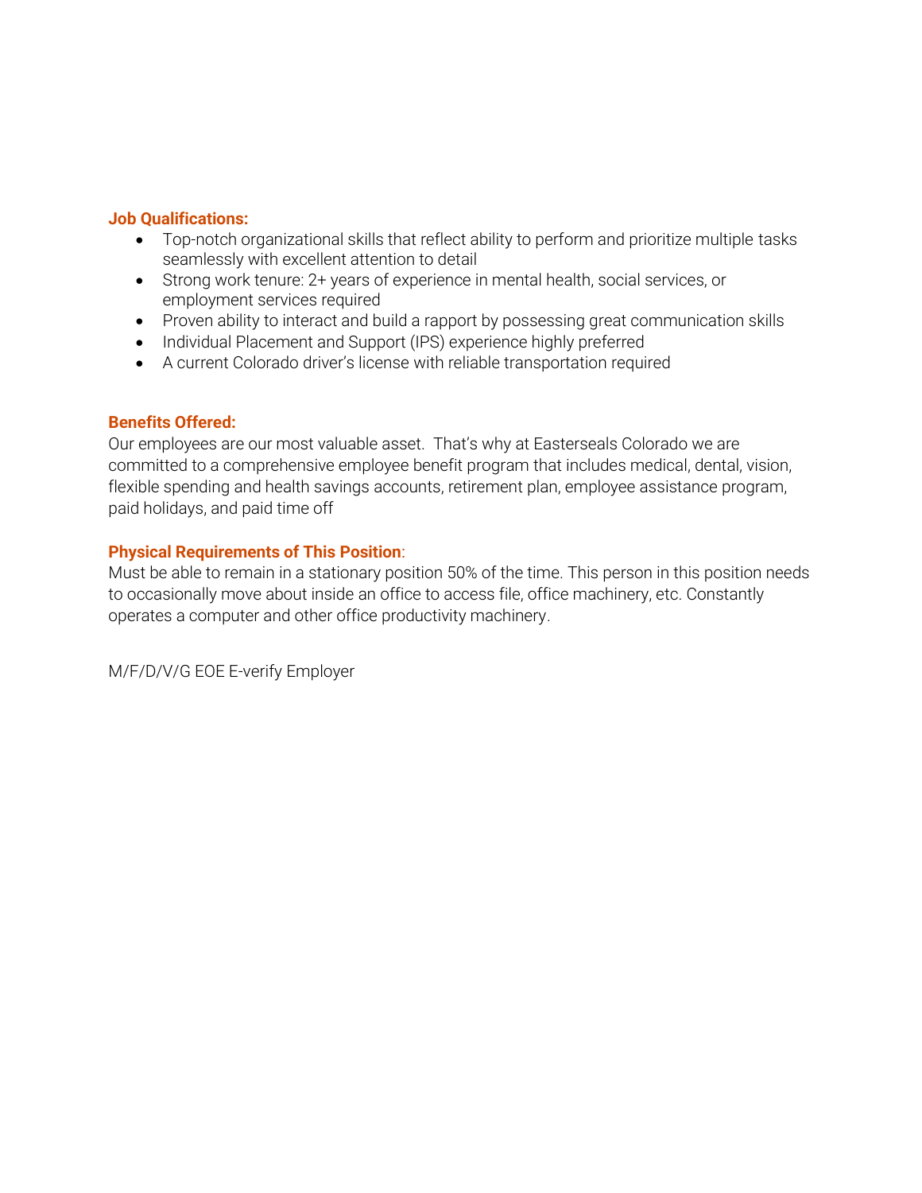**Job Qualifications:**

- Top-notch organizational skills that reflect ability to perform and prioritize multiple tasks seamlessly with excellent attention to detail
- Strong work tenure: 2+ years of experience in mental health, social services, or employment services required
- Proven ability to interact and build a rapport by possessing great communication skills
- Individual Placement and Support (IPS) experience highly preferred
- A current Colorado driver's license with reliable transportation required

**Benefits Offered:**

Our employees are our most valuable asset. That's why at Easterseals Colorado we are committed to a comprehensive employee benefit program that includes medical, dental, vision, flexible spending and health savings accounts, retirement plan, employee assistance program, paid holidays, and paid time off

**Physical Requirements of This Position**:

Must be able to remain in a stationary position 50% of the time. This person in this position needs to occasionally move about inside an office to access file, office machinery, etc. Constantly operates a computer and other office productivity machinery.

M/F/D/V/G EOE E-verify Employer